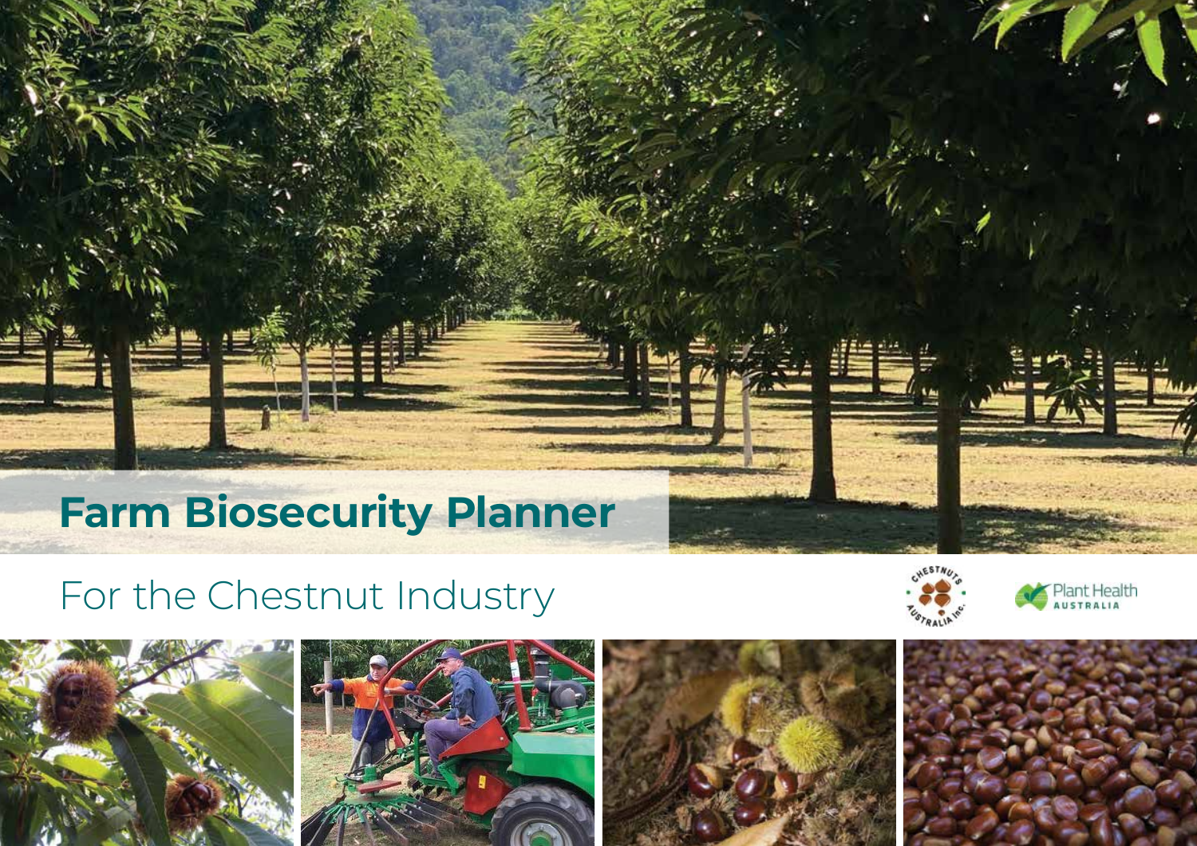# Farm Biosecurity Planner

## For the Chestnut Industry

Chestnuts Australia Inc.

Plant Health Australia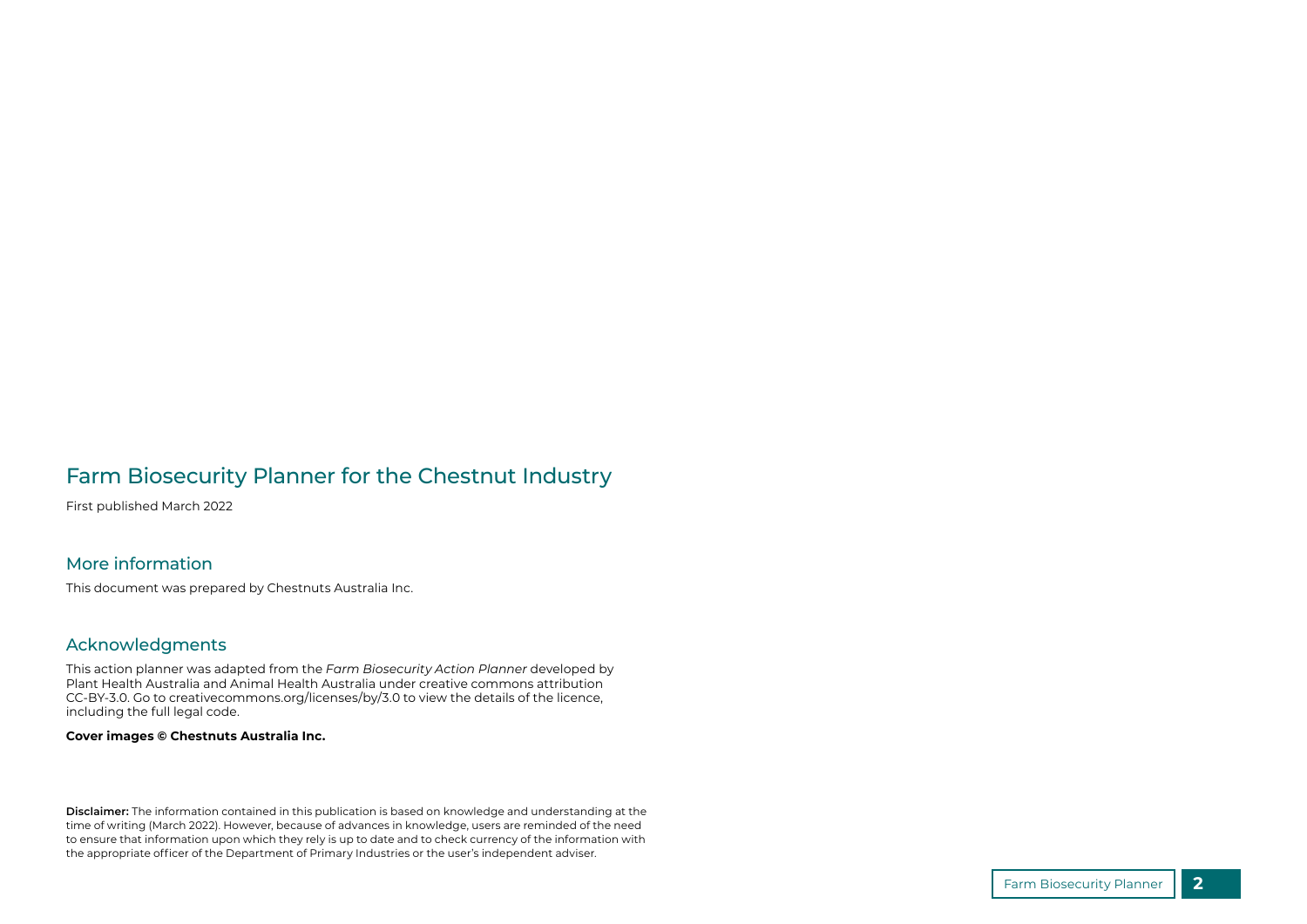# Farm Biosecurity Planner for the Chestnut Industry

First published March 2022

## More information

This document was prepared by Chestnuts Australia Inc.

## Acknowledgments

This action planner was adapted from the *Farm Biosecurity Action Planner* developed by Plant Health Australia and Animal Health Australia under creative commons attribution CC-BY-3.0. Go to creativecommons.org/licenses/by/3.0 to view the details of the licence, including the full legal code.

**Cover images © Chestnuts Australia Inc.**

**Disclaimer:** The information contained in this publication is based on knowledge and understanding at the time of writing (March 2022). However, because of advances in knowledge, users are reminded of the need to ensure that information upon which they rely is up to date and to check currency of the information with the appropriate officer of the Department of Primary Industries or the user's independent adviser.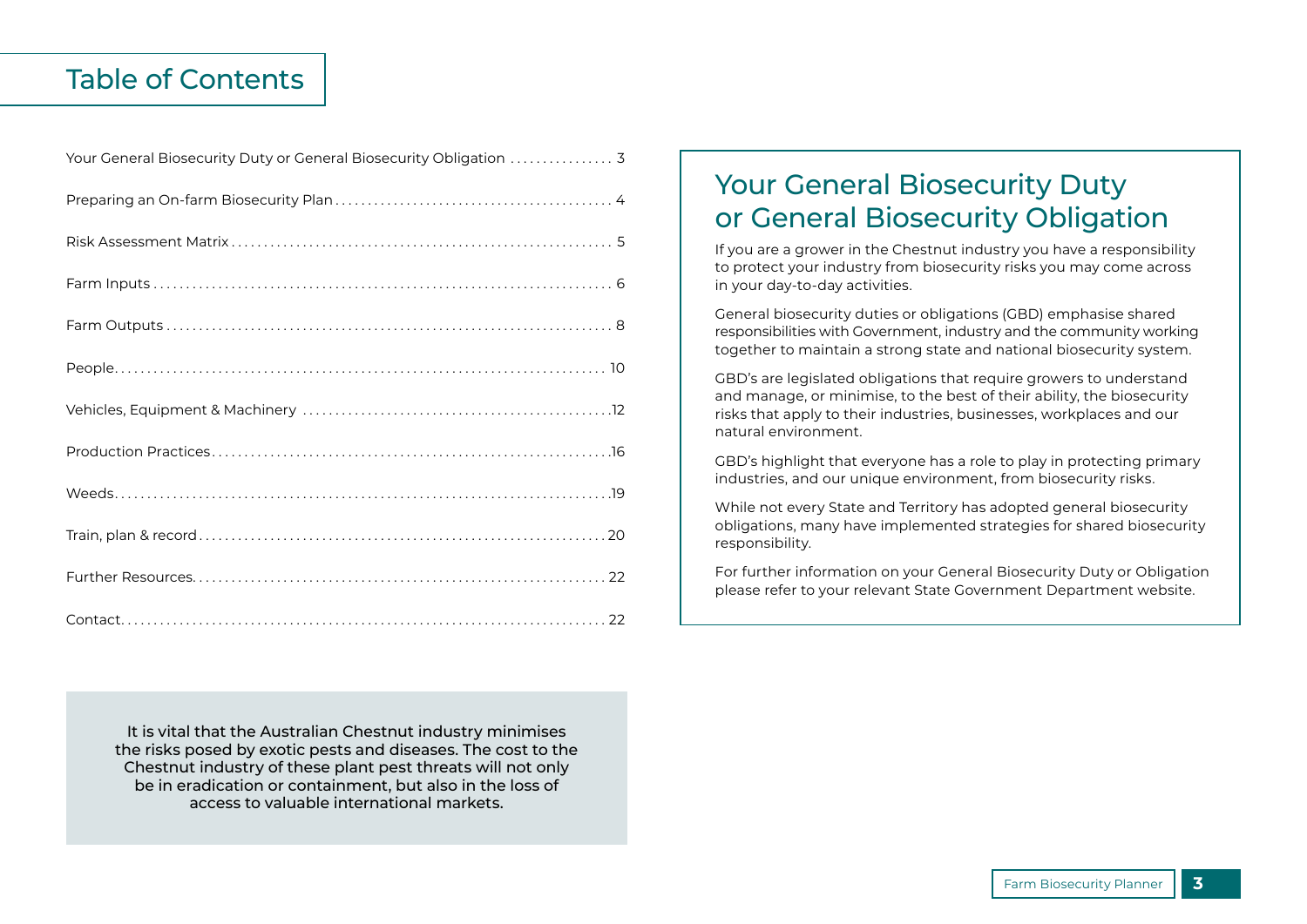# Table of Contents

| | |
|---|---|
| Your General Biosecurity Duty or General Biosecurity Obligation | 3 |
| Preparing an On-farm Biosecurity Plan | 4 |
| Risk Assessment Matrix | 5 |
| Farm Inputs | 6 |
| Farm Outputs | 8 |
| People | 10 |
| Vehicles, Equipment & Machinery | 12 |
| Production Practices | 16 |
| Weeds | 19 |
| Train, plan & record | 20 |
| Further Resources | 22 |
| Contact | 22 |

It is vital that the Australian Chestnut industry minimises the risks posed by exotic pests and diseases. The cost to the Chestnut industry of these plant pest threats will not only be in eradication or containment, but also in the loss of access to valuable international markets.

## Your General Biosecurity Duty or General Biosecurity Obligation

If you are a grower in the Chestnut industry you have a responsibility to protect your industry from biosecurity risks you may come across in your day-to-day activities.

General biosecurity duties or obligations (GBD) emphasise shared responsibilities with Government, industry and the community working together to maintain a strong state and national biosecurity system.

GBD's are legislated obligations that require growers to understand and manage, or minimise, to the best of their ability, the biosecurity risks that apply to their industries, businesses, workplaces and our natural environment.

GBD's highlight that everyone has a role to play in protecting primary industries, and our unique environment, from biosecurity risks.

While not every State and Territory has adopted general biosecurity obligations, many have implemented strategies for shared biosecurity responsibility.

For further information on your General Biosecurity Duty or Obligation please refer to your relevant State Government Department website.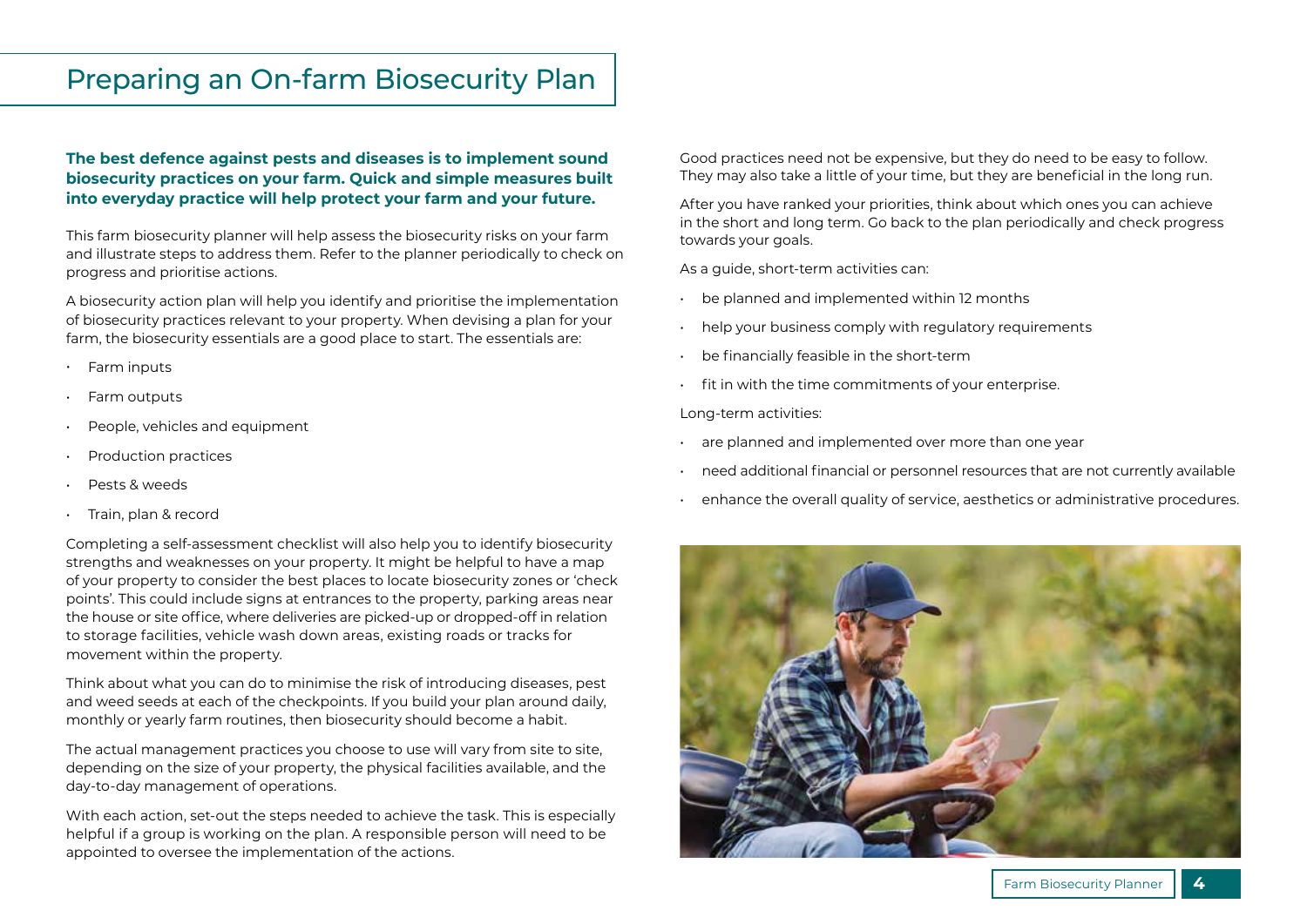# Preparing an On-farm Biosecurity Plan

**The best defence against pests and diseases is to implement sound biosecurity practices on your farm. Quick and simple measures built into everyday practice will help protect your farm and your future.**

This farm biosecurity planner will help assess the biosecurity risks on your farm and illustrate steps to address them. Refer to the planner periodically to check on progress and prioritise actions.

A biosecurity action plan will help you identify and prioritise the implementation of biosecurity practices relevant to your property. When devising a plan for your farm, the biosecurity essentials are a good place to start. The essentials are:

- Farm inputs
- Farm outputs
- People, vehicles and equipment
- Production practices
- Pests & weeds
- Train, plan & record

Completing a self-assessment checklist will also help you to identify biosecurity strengths and weaknesses on your property. It might be helpful to have a map of your property to consider the best places to locate biosecurity zones or 'check points'. This could include signs at entrances to the property, parking areas near the house or site office, where deliveries are picked-up or dropped-off in relation to storage facilities, vehicle wash down areas, existing roads or tracks for movement within the property.

Think about what you can do to minimise the risk of introducing diseases, pest and weed seeds at each of the checkpoints. If you build your plan around daily, monthly or yearly farm routines, then biosecurity should become a habit.

The actual management practices you choose to use will vary from site to site, depending on the size of your property, the physical facilities available, and the day-to-day management of operations.

With each action, set-out the steps needed to achieve the task. This is especially helpful if a group is working on the plan. A responsible person will need to be appointed to oversee the implementation of the actions.

Good practices need not be expensive, but they do need to be easy to follow. They may also take a little of your time, but they are beneficial in the long run.

After you have ranked your priorities, think about which ones you can achieve in the short and long term. Go back to the plan periodically and check progress towards your goals.

As a guide, short-term activities can:

- be planned and implemented within 12 months
- help your business comply with regulatory requirements
- be financially feasible in the short-term
- fit in with the time commitments of your enterprise.

Long-term activities:

- are planned and implemented over more than one year
- need additional financial or personnel resources that are not currently available
- enhance the overall quality of service, aesthetics or administrative procedures.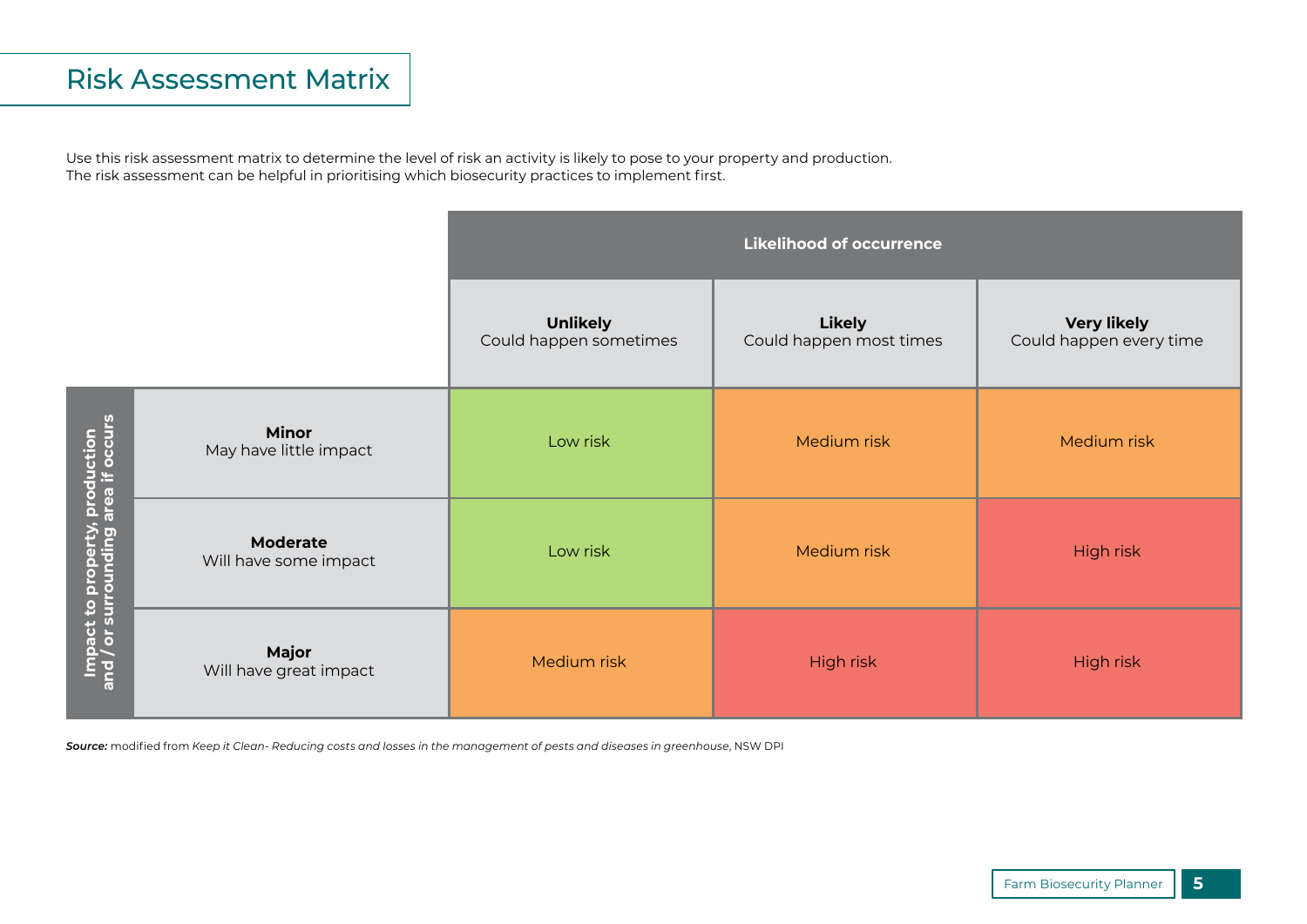# Risk Assessment Matrix

Use this risk assessment matrix to determine the level of risk an activity is likely to pose to your property and production.
The risk assessment can be helpful in prioritising which biosecurity practices to implement first.

| | | Likelihood of occurrence | | |
|---|---|---|---|---|
| | | **Unlikely** Could happen sometimes | **Likely** Could happen most times | **Very likely** Could happen every time |
| **Impact to property, production and / or surrounding area if occurs** | **Minor** May have little impact | Low risk | Medium risk | Medium risk |
| | **Moderate** Will have some impact | Low risk | Medium risk | High risk |
| | **Major** Will have great impact | Medium risk | High risk | High risk |

***Source:*** modified from *Keep it Clean- Reducing costs and losses in the management of pests and diseases in greenhouse*, NSW DPI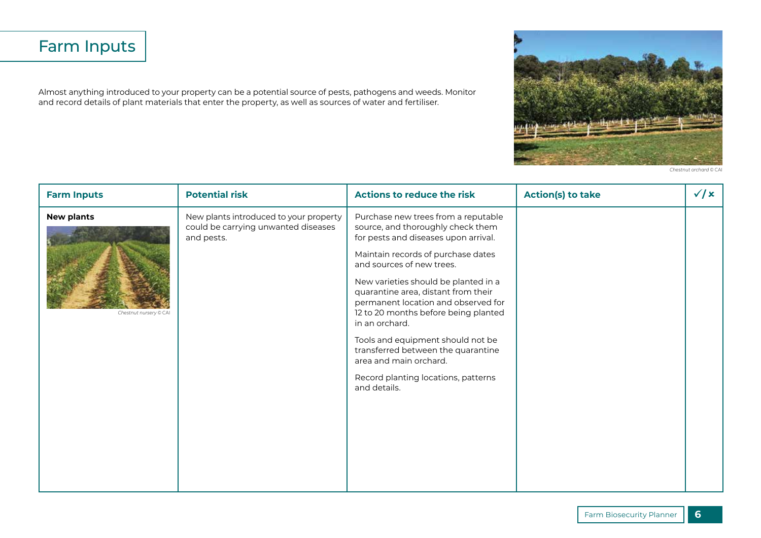# Farm Inputs

Almost anything introduced to your property can be a potential source of pests, pathogens and weeds. Monitor and record details of plant materials that enter the property, as well as sources of water and fertiliser.

*Chestnut orchard © CAI*

| Farm Inputs | Potential risk | Actions to reduce the risk | Action(s) to take | ✓/✗ |
|---|---|---|---|---|
| **New plants**<br><br>*Chestnut nursery © CAI* | New plants introduced to your property could be carrying unwanted diseases and pests. | Purchase new trees from a reputable source, and thoroughly check them for pests and diseases upon arrival.<br><br>Maintain records of purchase dates and sources of new trees.<br><br>New varieties should be planted in a quarantine area, distant from their permanent location and observed for 12 to 20 months before being planted in an orchard.<br><br>Tools and equipment should not be transferred between the quarantine area and main orchard.<br><br>Record planting locations, patterns and details. | | |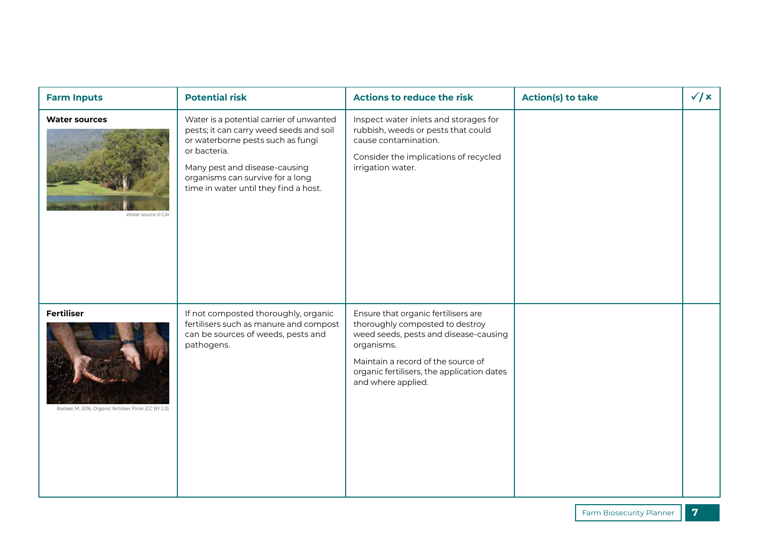| Farm Inputs | Potential risk | Actions to reduce the risk | Action(s) to take | ✓/✗ |
|---|---|---|---|---|
| **Water sources**<br>*Water source* © CAI | Water is a potential carrier of unwanted pests; it can carry weed seeds and soil or waterborne pests such as fungi or bacteria.<br>Many pest and disease-causing organisms can survive for a long time in water until they find a host. | Inspect water inlets and storages for rubbish, weeds or pests that could cause contamination.<br>Consider the implications of recycled irrigation water. | | |
| **Fertiliser**<br>Barbee, M. 2016, *Organic fertiliser*, Flickr (CC BY 2.0) | If not composted thoroughly, organic fertilisers such as manure and compost can be sources of weeds, pests and pathogens. | Ensure that organic fertilisers are thoroughly composted to destroy weed seeds, pests and disease-causing organisms.<br>Maintain a record of the source of organic fertilisers, the application dates and where applied. | | |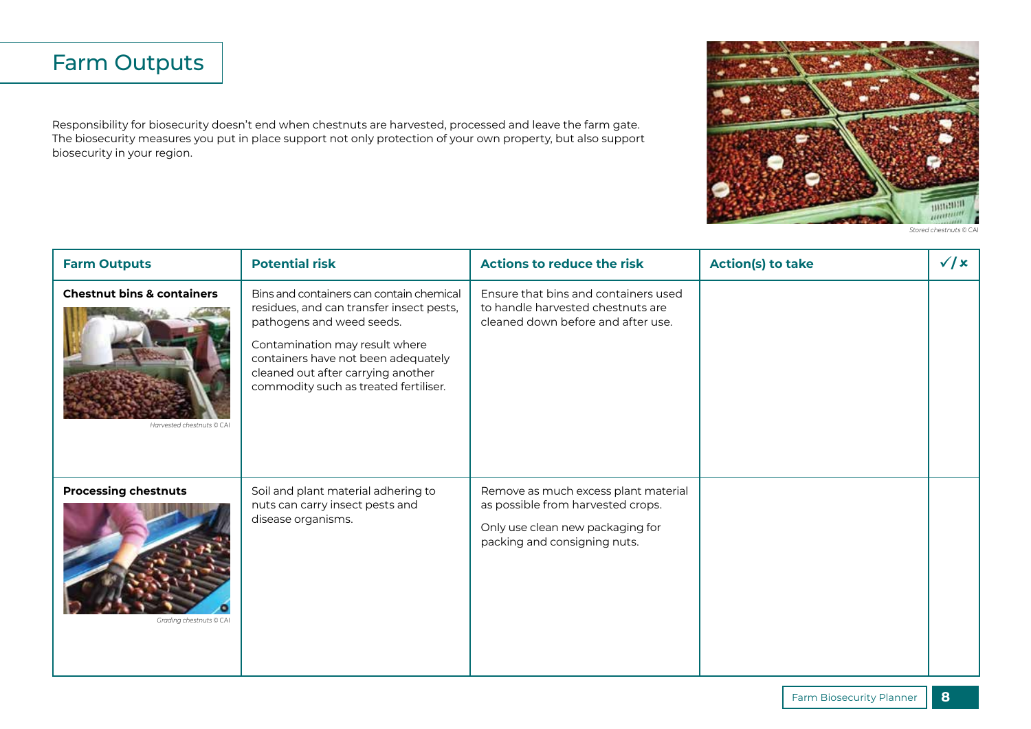# Farm Outputs

Responsibility for biosecurity doesn't end when chestnuts are harvested, processed and leave the farm gate. The biosecurity measures you put in place support not only protection of your own property, but also support biosecurity in your region.

*Stored chestnuts © CAI*

| Farm Outputs | Potential risk | Actions to reduce the risk | Action(s) to take | ✓/✗ |
|---|---|---|---|---|
| **Chestnut bins & containers**<br>*Harvested chestnuts © CAI* | Bins and containers can contain chemical residues, and can transfer insect pests, pathogens and weed seeds.<br>Contamination may result where containers have not been adequately cleaned out after carrying another commodity such as treated fertiliser. | Ensure that bins and containers used to handle harvested chestnuts are cleaned down before and after use. | | |
| **Processing chestnuts**<br>*Grading chestnuts © CAI* | Soil and plant material adhering to nuts can carry insect pests and disease organisms. | Remove as much excess plant material as possible from harvested crops.<br>Only use clean new packaging for packing and consigning nuts. | | |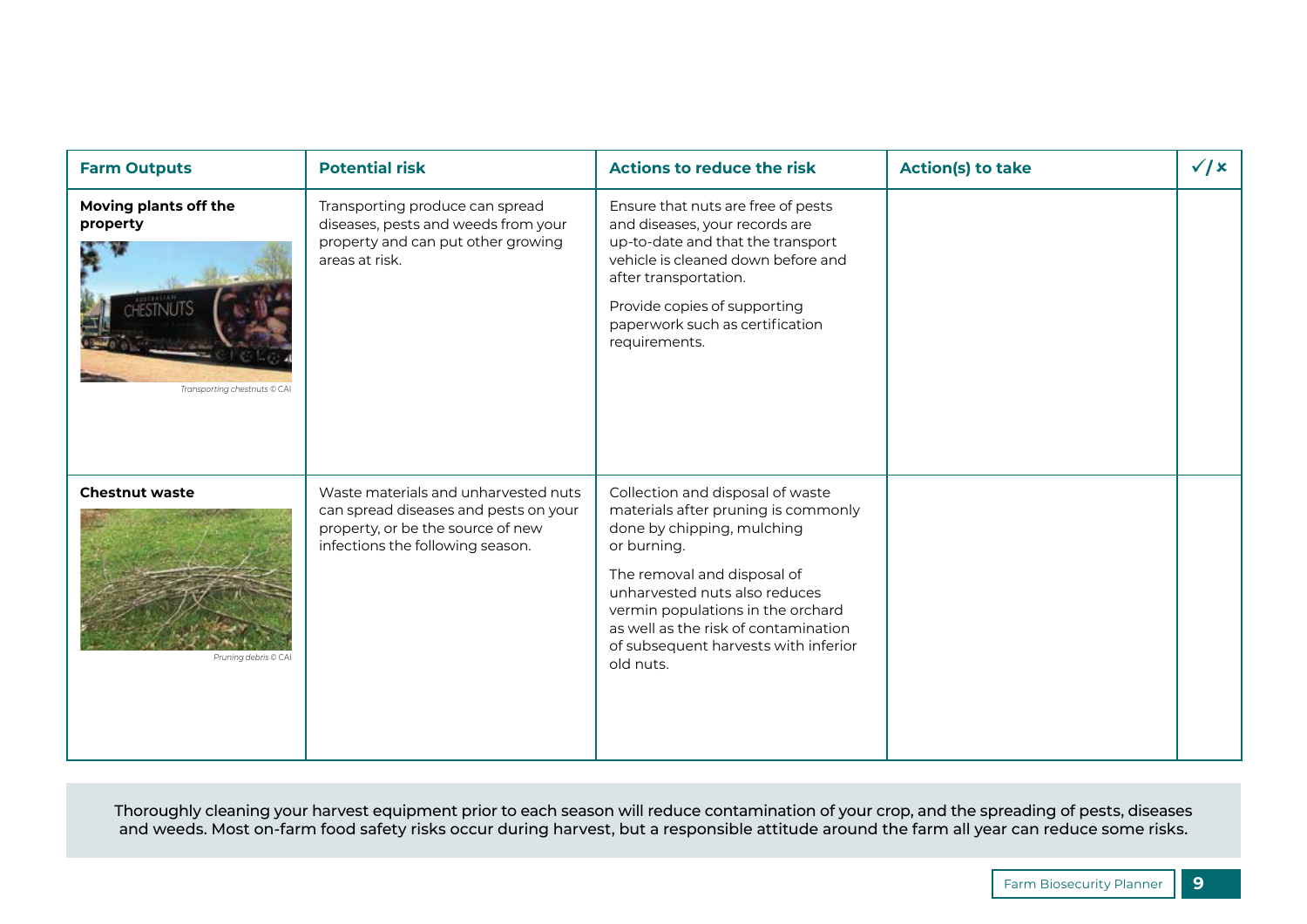| Farm Outputs | Potential risk | Actions to reduce the risk | Action(s) to take | ✓/✗ |
|---|---|---|---|---|
| **Moving plants off the property**<br>*Transporting chestnuts © CAI* | Transporting produce can spread diseases, pests and weeds from your property and can put other growing areas at risk. | Ensure that nuts are free of pests and diseases, your records are up-to-date and that the transport vehicle is cleaned down before and after transportation.<br><br>Provide copies of supporting paperwork such as certification requirements. | | |
| **Chestnut waste**<br>*Pruning debris © CAI* | Waste materials and unharvested nuts can spread diseases and pests on your property, or be the source of new infections the following season. | Collection and disposal of waste materials after pruning is commonly done by chipping, mulching or burning.<br><br>The removal and disposal of unharvested nuts also reduces vermin populations in the orchard as well as the risk of contamination of subsequent harvests with inferior old nuts. | | |

Thoroughly cleaning your harvest equipment prior to each season will reduce contamination of your crop, and the spreading of pests, diseases and weeds. Most on-farm food safety risks occur during harvest, but a responsible attitude around the farm all year can reduce some risks.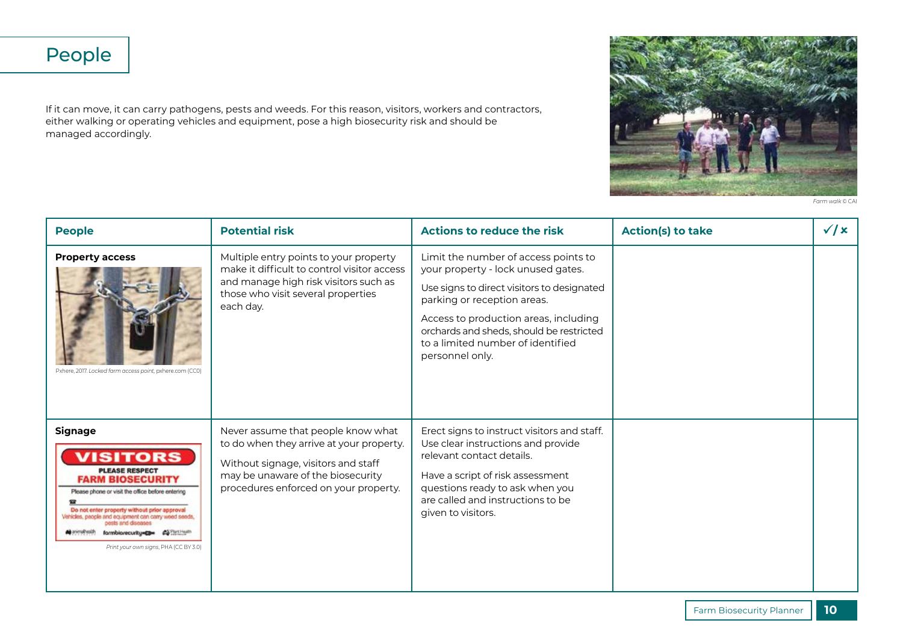# People

If it can move, it can carry pathogens, pests and weeds. For this reason, visitors, workers and contractors, either walking or operating vehicles and equipment, pose a high biosecurity risk and should be managed accordingly.

*Farm walk* © CAI

| People | Potential risk | Actions to reduce the risk | Action(s) to take | ✓/✗ |
|---|---|---|---|---|
| **Property access**<br><br>Pxhere, 2017. *Locked farm access point*, pxhere.com (CC0) | Multiple entry points to your property make it difficult to control visitor access and manage high risk visitors such as those who visit several properties each day. | Limit the number of access points to your property - lock unused gates.<br><br>Use signs to direct visitors to designated parking or reception areas.<br><br>Access to production areas, including orchards and sheds, should be restricted to a limited number of identified personnel only. | | |
| **Signage**<br><br>*Print your own signs*, PHA (CC BY 3.0) | Never assume that people know what to do when they arrive at your property.<br><br>Without signage, visitors and staff may be unaware of the biosecurity procedures enforced on your property. | Erect signs to instruct visitors and staff. Use clear instructions and provide relevant contact details.<br><br>Have a script of risk assessment questions ready to ask when you are called and instructions to be given to visitors. | | |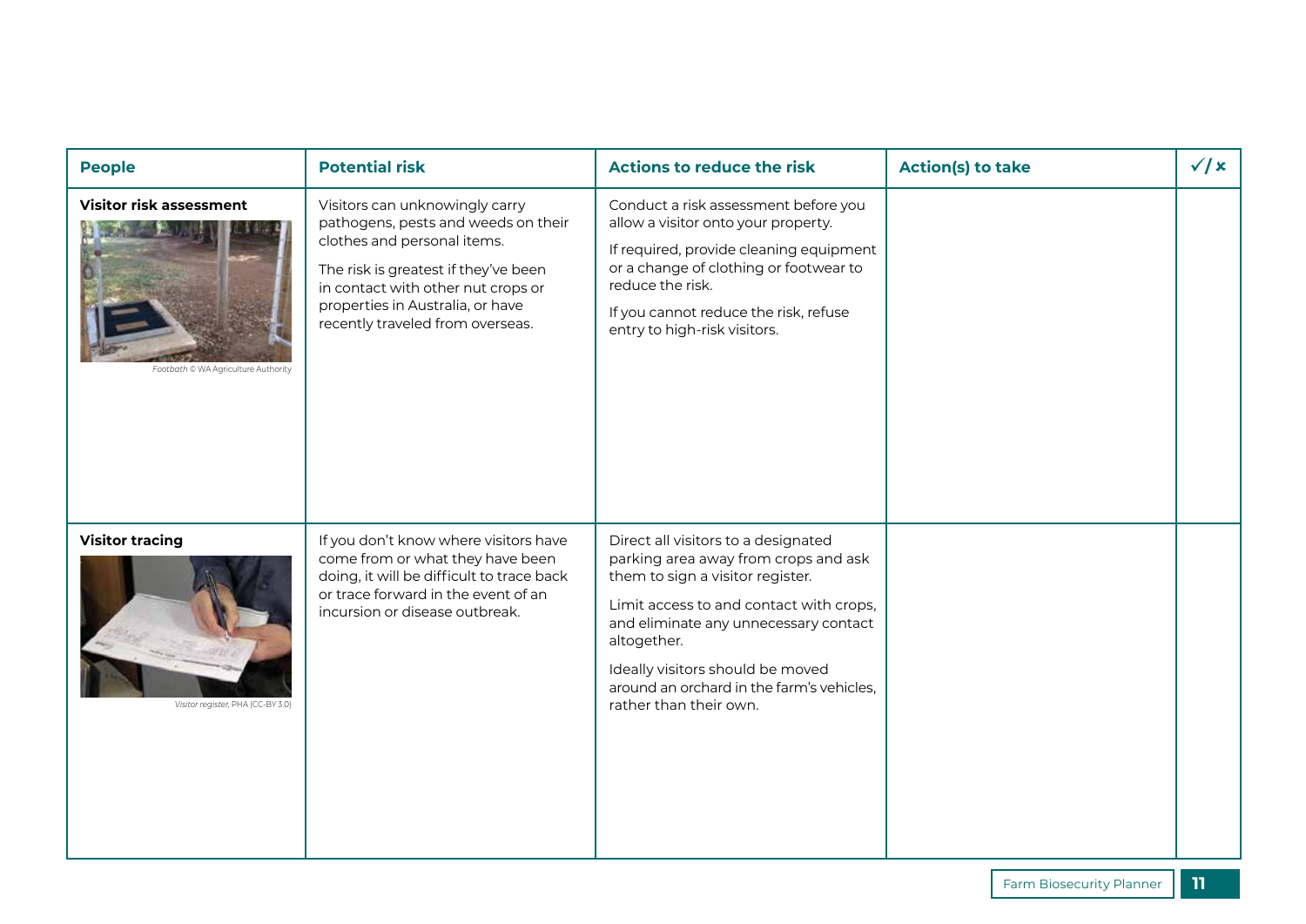| People | Potential risk | Actions to reduce the risk | Action(s) to take | ✓/✗ |
|---|---|---|---|---|
| **Visitor risk assessment**<br><br>*Footbath* © WA Agriculture Authority | Visitors can unknowingly carry pathogens, pests and weeds on their clothes and personal items.<br><br>The risk is greatest if they've been in contact with other nut crops or properties in Australia, or have recently traveled from overseas. | Conduct a risk assessment before you allow a visitor onto your property.<br><br>If required, provide cleaning equipment or a change of clothing or footwear to reduce the risk.<br><br>If you cannot reduce the risk, refuse entry to high-risk visitors. | | |
| **Visitor tracing**<br><br>*Visitor register*, PHA (CC-BY 3.0) | If you don't know where visitors have come from or what they have been doing, it will be difficult to trace back or trace forward in the event of an incursion or disease outbreak. | Direct all visitors to a designated parking area away from crops and ask them to sign a visitor register.<br><br>Limit access to and contact with crops, and eliminate any unnecessary contact altogether.<br><br>Ideally visitors should be moved around an orchard in the farm's vehicles, rather than their own. | | |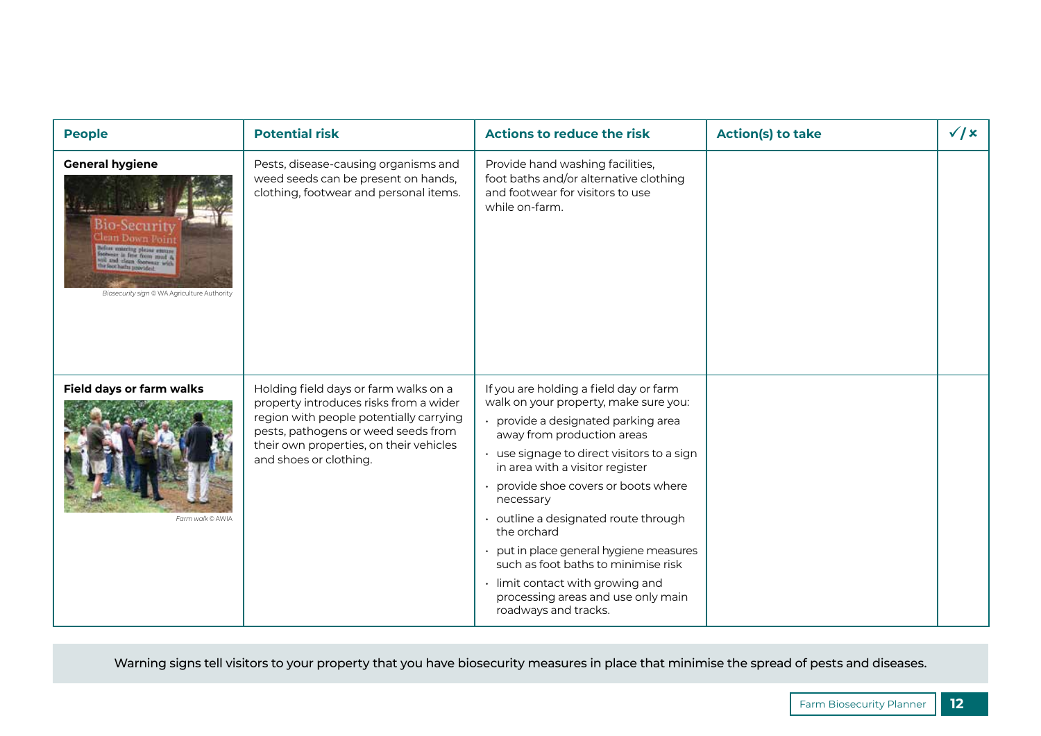| People | Potential risk | Actions to reduce the risk | Action(s) to take | ✓/✗ |
| --- | --- | --- | --- | --- |
| **General hygiene**<br>*Biosecurity sign © WA Agriculture Authority* | Pests, disease-causing organisms and weed seeds can be present on hands, clothing, footwear and personal items. | Provide hand washing facilities, foot baths and/or alternative clothing and footwear for visitors to use while on-farm. | | |
| **Field days or farm walks**<br>*Farm walk © AWIA* | Holding field days or farm walks on a property introduces risks from a wider region with people potentially carrying pests, pathogens or weed seeds from their own properties, on their vehicles and shoes or clothing. | If you are holding a field day or farm walk on your property, make sure you:<br>• provide a designated parking area away from production areas<br>• use signage to direct visitors to a sign in area with a visitor register<br>• provide shoe covers or boots where necessary<br>• outline a designated route through the orchard<br>• put in place general hygiene measures such as foot baths to minimise risk<br>• limit contact with growing and processing areas and use only main roadways and tracks. | | |

Warning signs tell visitors to your property that you have biosecurity measures in place that minimise the spread of pests and diseases.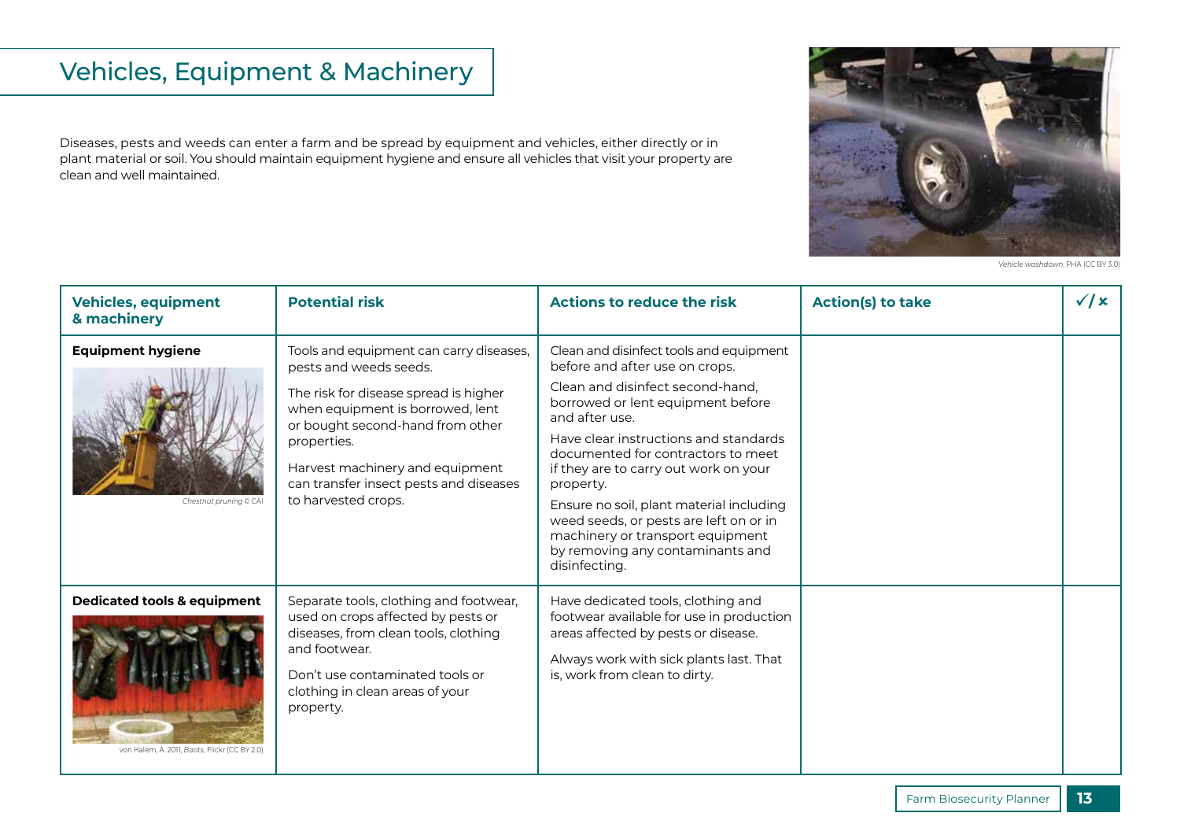# Vehicles, Equipment & Machinery

Diseases, pests and weeds can enter a farm and be spread by equipment and vehicles, either directly or in plant material or soil. You should maintain equipment hygiene and ensure all vehicles that visit your property are clean and well maintained.

*Vehicle washdown*, PHA (CC BY 3.0)

| Vehicles, equipment & machinery | Potential risk | Actions to reduce the risk | Action(s) to take | ✓/✗ |
|---|---|---|---|---|
| **Equipment hygiene**<br><br>*Chestnut pruning* © CAI | Tools and equipment can carry diseases, pests and weeds seeds.<br><br>The risk for disease spread is higher when equipment is borrowed, lent or bought second-hand from other properties.<br><br>Harvest machinery and equipment can transfer insect pests and diseases to harvested crops. | Clean and disinfect tools and equipment before and after use on crops.<br><br>Clean and disinfect second-hand, borrowed or lent equipment before and after use.<br><br>Have clear instructions and standards documented for contractors to meet if they are to carry out work on your property.<br><br>Ensure no soil, plant material including weed seeds, or pests are left on or in machinery or transport equipment by removing any contaminants and disinfecting. | | |
| **Dedicated tools & equipment**<br><br>von Halem, A. 2011, *Boots*, Flickr (CC BY 2.0) | Separate tools, clothing and footwear, used on crops affected by pests or diseases, from clean tools, clothing and footwear.<br><br>Don't use contaminated tools or clothing in clean areas of your property. | Have dedicated tools, clothing and footwear available for use in production areas affected by pests or disease.<br><br>Always work with sick plants last. That is, work from clean to dirty. | | |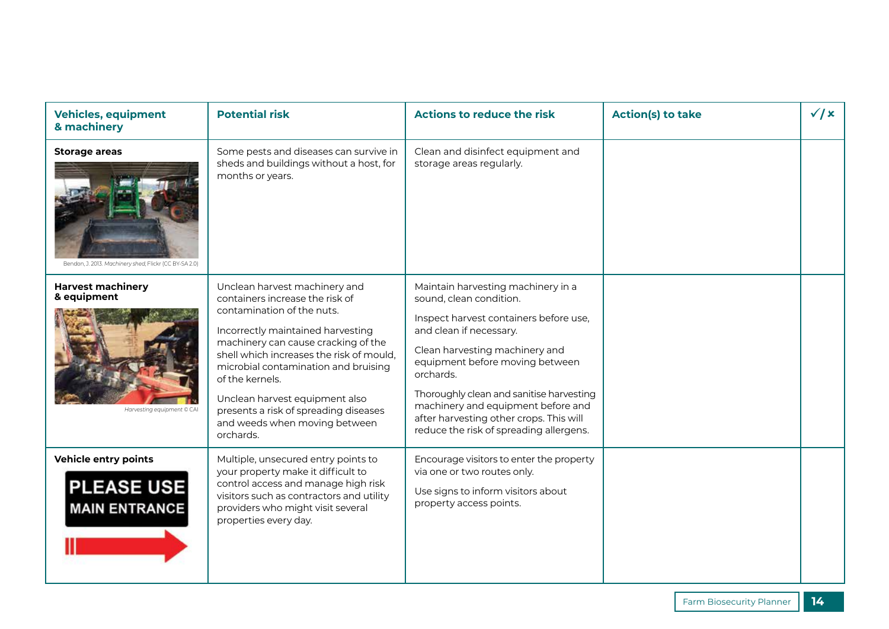| Vehicles, equipment & machinery | Potential risk | Actions to reduce the risk | Action(s) to take | ✓/× |
|---|---|---|---|---|
| **Storage areas**<br><br>Bendon, J. 2013. *Machinery shed*, Flickr (CC BY-SA 2.0) | Some pests and diseases can survive in sheds and buildings without a host, for months or years. | Clean and disinfect equipment and storage areas regularly. | | |
| **Harvest machinery & equipment**<br><br>*Harvesting equipment* © CAI | Unclean harvest machinery and containers increase the risk of contamination of the nuts.<br><br>Incorrectly maintained harvesting machinery can cause cracking of the shell which increases the risk of mould, microbial contamination and bruising of the kernels.<br><br>Unclean harvest equipment also presents a risk of spreading diseases and weeds when moving between orchards. | Maintain harvesting machinery in a sound, clean condition.<br><br>Inspect harvest containers before use, and clean if necessary.<br><br>Clean harvesting machinery and equipment before moving between orchards.<br><br>Thoroughly clean and sanitise harvesting machinery and equipment before and after harvesting other crops. This will reduce the risk of spreading allergens. | | |
| **Vehicle entry points**<br><br>PLEASE USE MAIN ENTRANCE | Multiple, unsecured entry points to your property make it difficult to control access and manage high risk visitors such as contractors and utility providers who might visit several properties every day. | Encourage visitors to enter the property via one or two routes only.<br><br>Use signs to inform visitors about property access points. | | |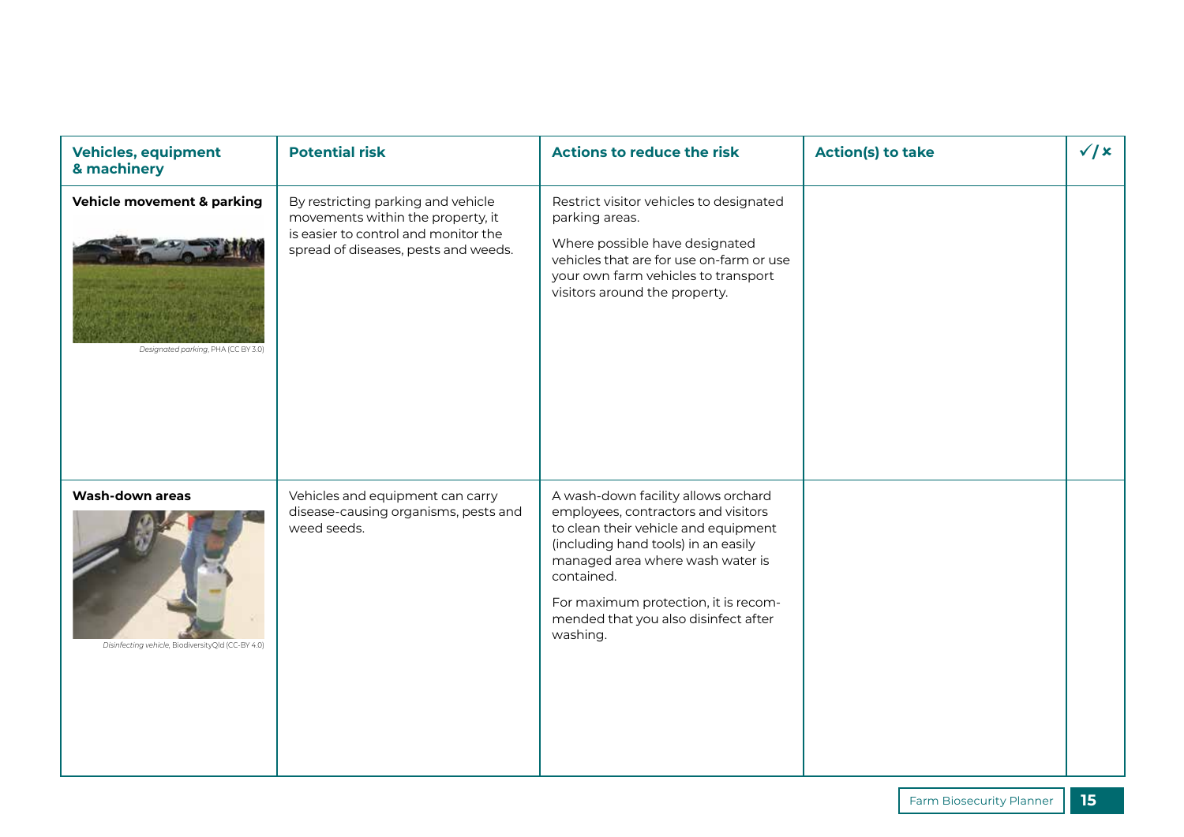| Vehicles, equipment & machinery | Potential risk | Actions to reduce the risk | Action(s) to take | ✓/✗ |
|---|---|---|---|---|
| **Vehicle movement & parking**<br>*Designated parking*, PHA (CC BY 3.0) | By restricting parking and vehicle movements within the property, it is easier to control and monitor the spread of diseases, pests and weeds. | Restrict visitor vehicles to designated parking areas.<br>Where possible have designated vehicles that are for use on-farm or use your own farm vehicles to transport visitors around the property. | | |
| **Wash-down areas**<br>*Disinfecting vehicle*, BiodiversityQld (CC-BY 4.0) | Vehicles and equipment can carry disease-causing organisms, pests and weed seeds. | A wash-down facility allows orchard employees, contractors and visitors to clean their vehicle and equipment (including hand tools) in an easily managed area where wash water is contained.<br>For maximum protection, it is recommended that you also disinfect after washing. | | |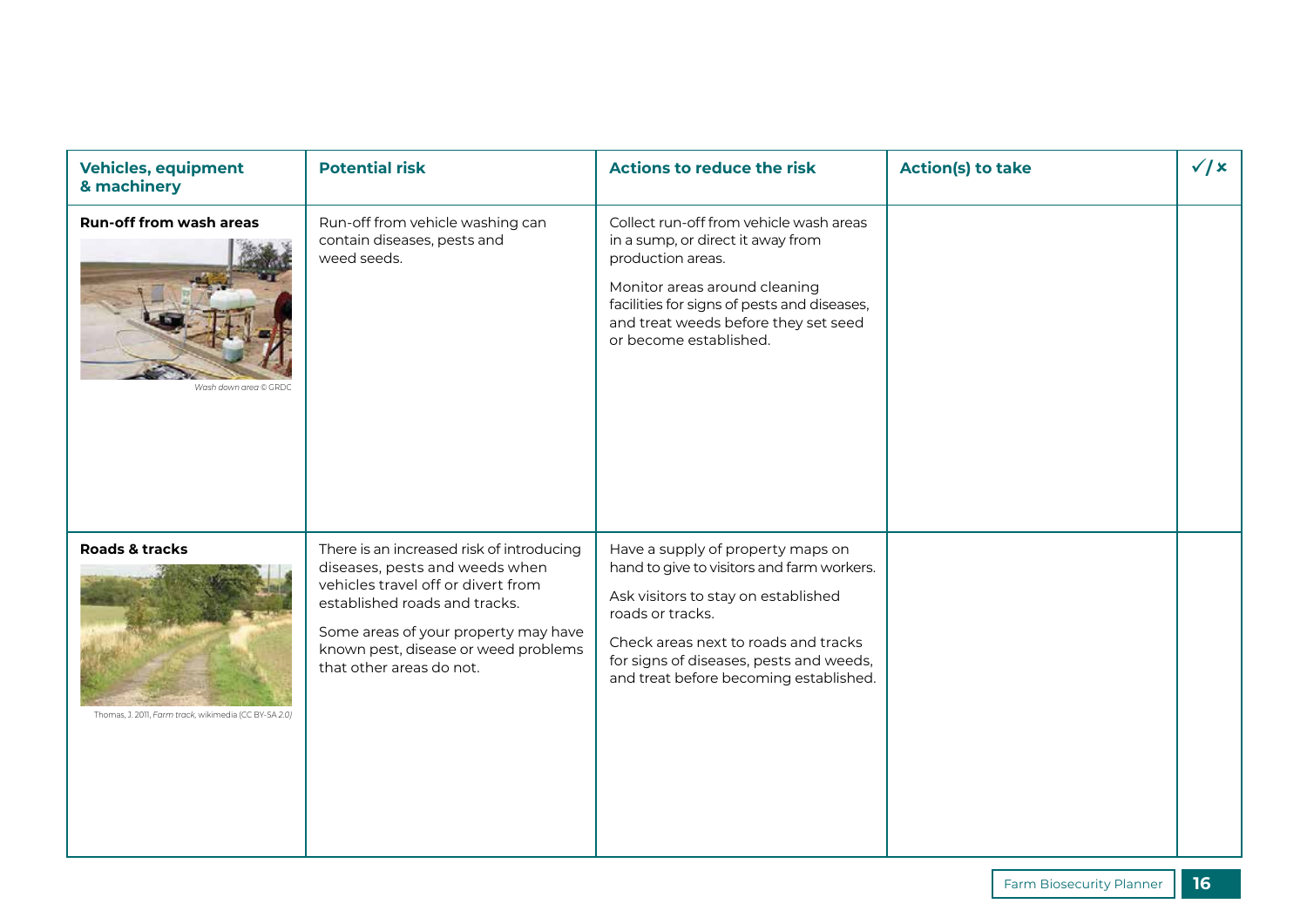| Vehicles, equipment & machinery | Potential risk | Actions to reduce the risk | Action(s) to take | ✓/✗ |
|---|---|---|---|---|
| **Run-off from wash areas**<br>*Wash down area* © GRDC | Run-off from vehicle washing can contain diseases, pests and weed seeds. | Collect run-off from vehicle wash areas in a sump, or direct it away from production areas.<br><br>Monitor areas around cleaning facilities for signs of pests and diseases, and treat weeds before they set seed or become established. | | |
| **Roads & tracks**<br>Thomas, J. 2011, *Farm track*, wikimedia (CC BY-SA 2.0) | There is an increased risk of introducing diseases, pests and weeds when vehicles travel off or divert from established roads and tracks.<br><br>Some areas of your property may have known pest, disease or weed problems that other areas do not. | Have a supply of property maps on hand to give to visitors and farm workers.<br><br>Ask visitors to stay on established roads or tracks.<br><br>Check areas next to roads and tracks for signs of diseases, pests and weeds, and treat before becoming established. | | |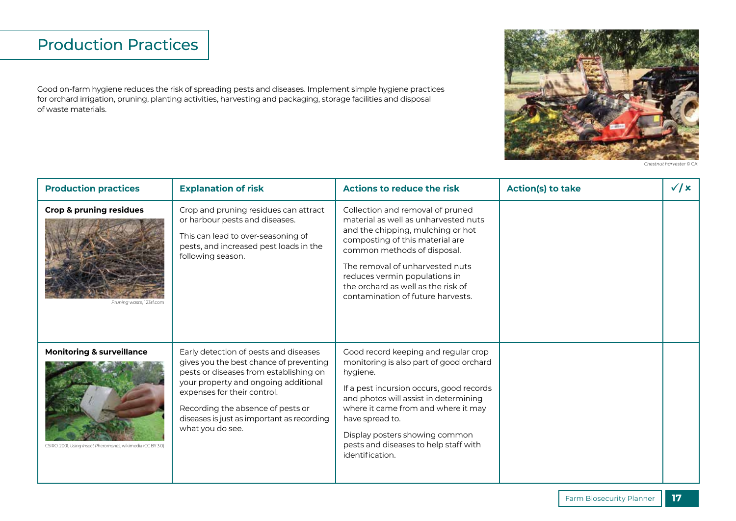# Production Practices

Good on-farm hygiene reduces the risk of spreading pests and diseases. Implement simple hygiene practices for orchard irrigation, pruning, planting activities, harvesting and packaging, storage facilities and disposal of waste materials.

*Chestnut harvester © CAI*

| Production practices | Explanation of risk | Actions to reduce the risk | Action(s) to take | ✓/✗ |
|---|---|---|---|---|
| **Crop & pruning residues**<br>*Pruning waste, 123rf.com* | Crop and pruning residues can attract or harbour pests and diseases.<br>This can lead to over-seasoning of pests, and increased pest loads in the following season. | Collection and removal of pruned material as well as unharvested nuts and the chipping, mulching or hot composting of this material are common methods of disposal.<br>The removal of unharvested nuts reduces vermin populations in the orchard as well as the risk of contamination of future harvests. | | |
| **Monitoring & surveillance**<br>CSIRO. 2001, *Using Insect Pheromones*, wikimedia (CC BY 3.0) | Early detection of pests and diseases gives you the best chance of preventing pests or diseases from establishing on your property and ongoing additional expenses for their control.<br>Recording the absence of pests or diseases is just as important as recording what you do see. | Good record keeping and regular crop monitoring is also part of good orchard hygiene.<br>If a pest incursion occurs, good records and photos will assist in determining where it came from and where it may have spread to.<br>Display posters showing common pests and diseases to help staff with identification. | | |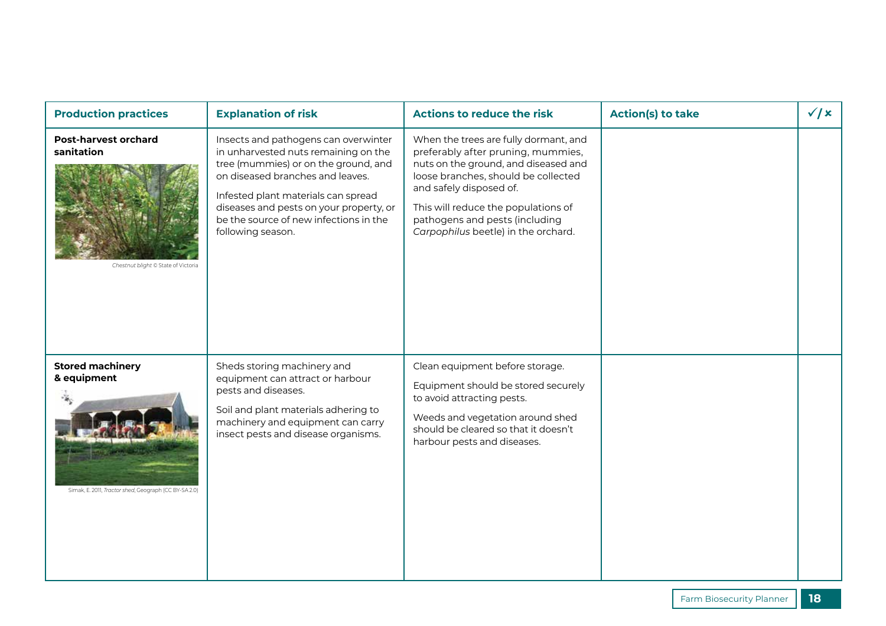| Production practices | Explanation of risk | Actions to reduce the risk | Action(s) to take | ✓/✗ |
|---|---|---|---|---|
| **Post-harvest orchard sanitation**<br><br>*Chestnut blight* © State of Victoria | Insects and pathogens can overwinter in unharvested nuts remaining on the tree (mummies) or on the ground, and on diseased branches and leaves.<br><br>Infested plant materials can spread diseases and pests on your property, or be the source of new infections in the following season. | When the trees are fully dormant, and preferably after pruning, mummies, nuts on the ground, and diseased and loose branches, should be collected and safely disposed of.<br><br>This will reduce the populations of pathogens and pests (including *Carpophilus* beetle) in the orchard. | | |
| **Stored machinery & equipment**<br><br>Simak, E. 2011, *Tractor shed*, Geograph (CC BY-SA 2.0) | Sheds storing machinery and equipment can attract or harbour pests and diseases.<br><br>Soil and plant materials adhering to machinery and equipment can carry insect pests and disease organisms. | Clean equipment before storage.<br><br>Equipment should be stored securely to avoid attracting pests.<br><br>Weeds and vegetation around shed should be cleared so that it doesn't harbour pests and diseases. | | |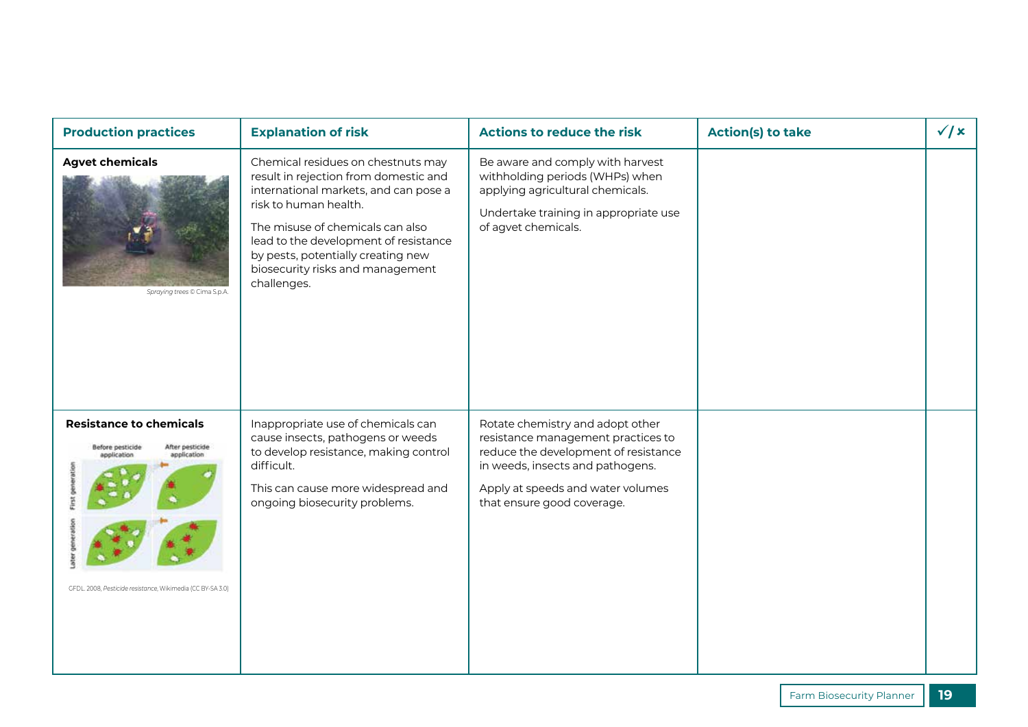| Production practices | Explanation of risk | Actions to reduce the risk | Action(s) to take | ✓/✗ |
|---|---|---|---|---|
| **Agvet chemicals**<br>*Spraying trees* © Cima S.p.A. | Chemical residues on chestnuts may result in rejection from domestic and international markets, and can pose a risk to human health.<br>The misuse of chemicals can also lead to the development of resistance by pests, potentially creating new biosecurity risks and management challenges. | Be aware and comply with harvest withholding periods (WHPs) when applying agricultural chemicals.<br>Undertake training in appropriate use of agvet chemicals. | | |
| **Resistance to chemicals**<br>GFDL 2008, *Pesticide resistance*, Wikimedia (CC BY-SA 3.0) | Inappropriate use of chemicals can cause insects, pathogens or weeds to develop resistance, making control difficult.<br>This can cause more widespread and ongoing biosecurity problems. | Rotate chemistry and adopt other resistance management practices to reduce the development of resistance in weeds, insects and pathogens.<br>Apply at speeds and water volumes that ensure good coverage. | | |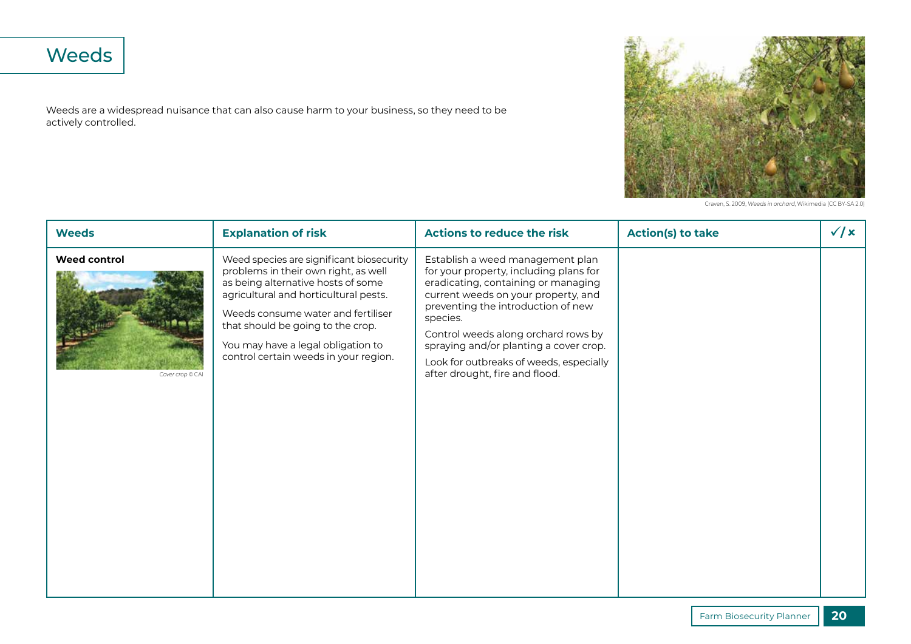# Weeds

Weeds are a widespread nuisance that can also cause harm to your business, so they need to be actively controlled.

Craven, S. 2009, *Weeds in orchard*, Wikimedia (CC BY-SA 2.0)

| Weeds | Explanation of risk | Actions to reduce the risk | Action(s) to take | ✓/✗ |
|---|---|---|---|---|
| **Weed control**<br><br>*Cover crop © CAI* | Weed species are significant biosecurity problems in their own right, as well as being alternative hosts of some agricultural and horticultural pests.<br><br>Weeds consume water and fertiliser that should be going to the crop.<br><br>You may have a legal obligation to control certain weeds in your region. | Establish a weed management plan for your property, including plans for eradicating, containing or managing current weeds on your property, and preventing the introduction of new species.<br><br>Control weeds along orchard rows by spraying and/or planting a cover crop.<br><br>Look for outbreaks of weeds, especially after drought, fire and flood. | | |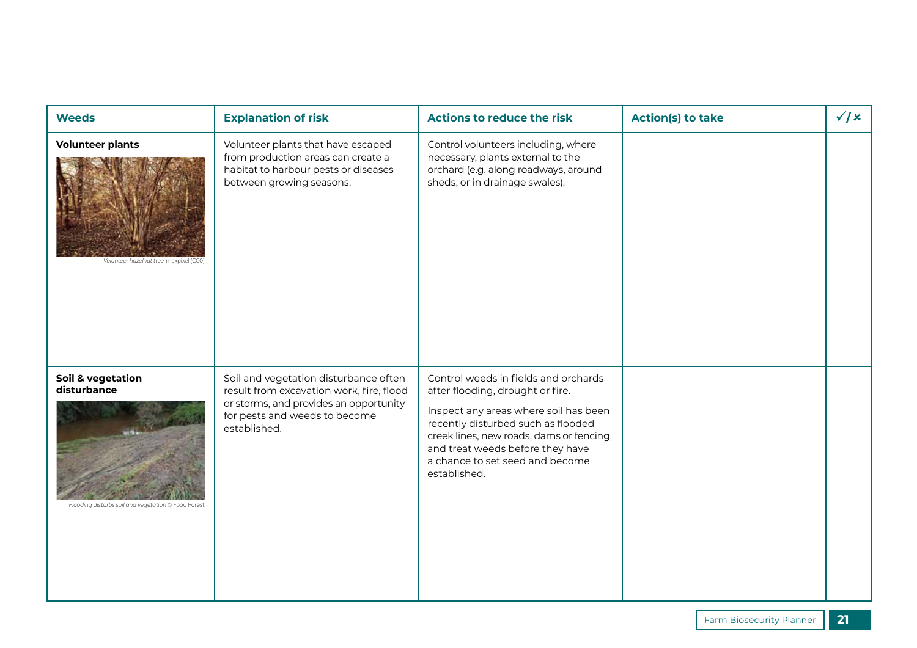| Weeds | Explanation of risk | Actions to reduce the risk | Action(s) to take | ✓/✗ |
|---|---|---|---|---|
| **Volunteer plants**<br>*Volunteer hazelnut tree*, maxpixel (CC0) | Volunteer plants that have escaped from production areas can create a habitat to harbour pests or diseases between growing seasons. | Control volunteers including, where necessary, plants external to the orchard (e.g. along roadways, around sheds, or in drainage swales). | | |
| **Soil & vegetation disturbance**<br>*Flooding disturbs soil and vegetation* © Food Forest | Soil and vegetation disturbance often result from excavation work, fire, flood or storms, and provides an opportunity for pests and weeds to become established. | Control weeds in fields and orchards after flooding, drought or fire.<br><br>Inspect any areas where soil has been recently disturbed such as flooded creek lines, new roads, dams or fencing, and treat weeds before they have a chance to set seed and become established. | | |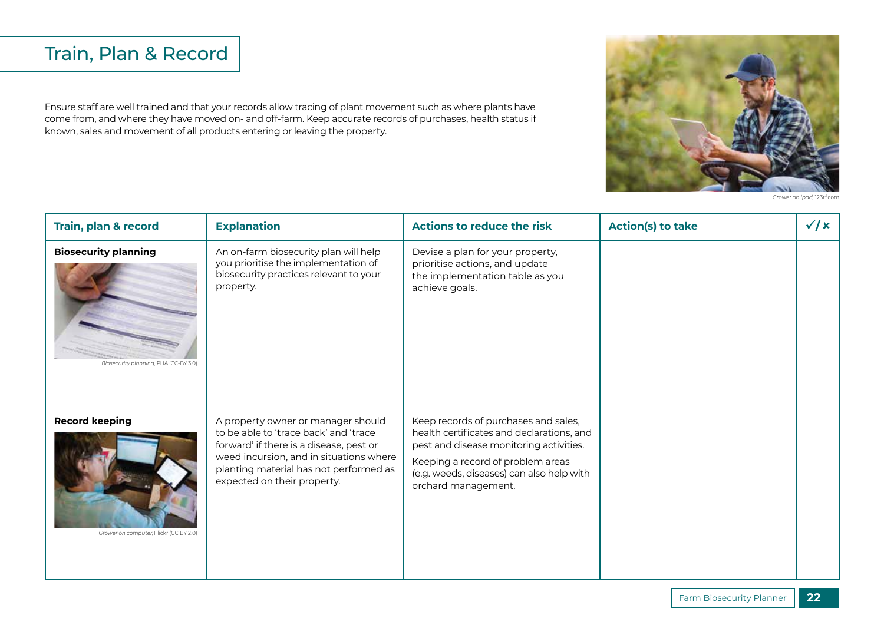# Train, Plan & Record

Ensure staff are well trained and that your records allow tracing of plant movement such as where plants have come from, and where they have moved on- and off-farm. Keep accurate records of purchases, health status if known, sales and movement of all products entering or leaving the property.

*Grower on ipad*, 123rf.com

| Train, plan & record | Explanation | Actions to reduce the risk | Action(s) to take | ✓/✗ |
|---|---|---|---|---|
| **Biosecurity planning**<br>*Biosecurity planning*, PHA (CC-BY 3.0) | An on-farm biosecurity plan will help you prioritise the implementation of biosecurity practices relevant to your property. | Devise a plan for your property, prioritise actions, and update the implementation table as you achieve goals. | | |
| **Record keeping**<br>*Grower on computer*, Flickr (CC BY 2.0) | A property owner or manager should to be able to 'trace back' and 'trace forward' if there is a disease, pest or weed incursion, and in situations where planting material has not performed as expected on their property. | Keep records of purchases and sales, health certificates and declarations, and pest and disease monitoring activities.<br>Keeping a record of problem areas (e.g. weeds, diseases) can also help with orchard management. | | |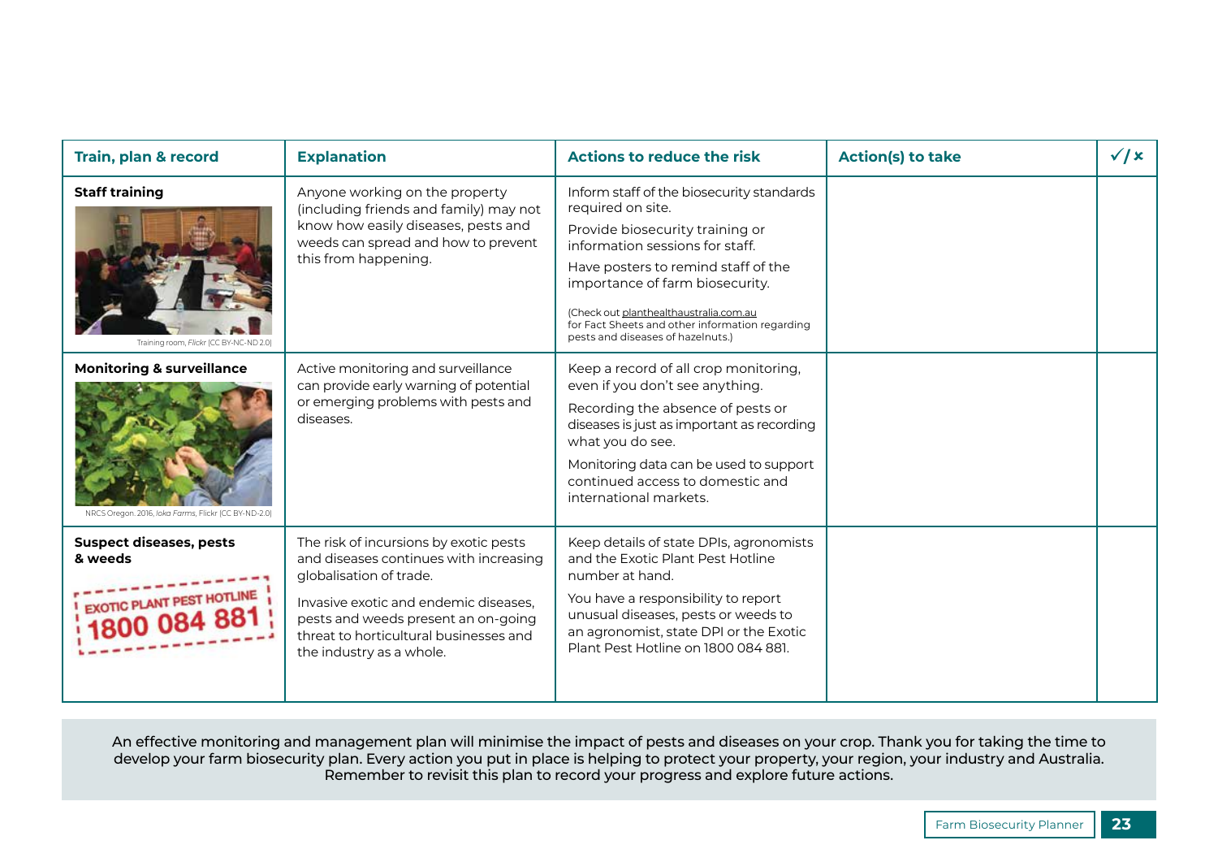| Train, plan & record | Explanation | Actions to reduce the risk | Action(s) to take | ✓/✗ |
|---|---|---|---|---|
| **Staff training** Training room, *Flickr* (CC BY-NC-ND 2.0) | Anyone working on the property (including friends and family) may not know how easily diseases, pests and weeds can spread and how to prevent this from happening. | Inform staff of the biosecurity standards required on site. Provide biosecurity training or information sessions for staff. Have posters to remind staff of the importance of farm biosecurity. (Check out planthealthaustralia.com.au for Fact Sheets and other information regarding pests and diseases of hazelnuts.) | | |
| **Monitoring & surveillance** NRCS Oregon. 2016, *Ioka Farms*, Flickr (CC BY-ND-2.0) | Active monitoring and surveillance can provide early warning of potential or emerging problems with pests and diseases. | Keep a record of all crop monitoring, even if you don't see anything. Recording the absence of pests or diseases is just as important as recording what you do see. Monitoring data can be used to support continued access to domestic and international markets. | | |
| **Suspect diseases, pests & weeds** EXOTIC PLANT PEST HOTLINE 1800 084 881 | The risk of incursions by exotic pests and diseases continues with increasing globalisation of trade. Invasive exotic and endemic diseases, pests and weeds present an on-going threat to horticultural businesses and the industry as a whole. | Keep details of state DPIs, agronomists and the Exotic Plant Pest Hotline number at hand. You have a responsibility to report unusual diseases, pests or weeds to an agronomist, state DPI or the Exotic Plant Pest Hotline on 1800 084 881. | | |

An effective monitoring and management plan will minimise the impact of pests and diseases on your crop. Thank you for taking the time to develop your farm biosecurity plan. Every action you put in place is helping to protect your property, your region, your industry and Australia. Remember to revisit this plan to record your progress and explore future actions.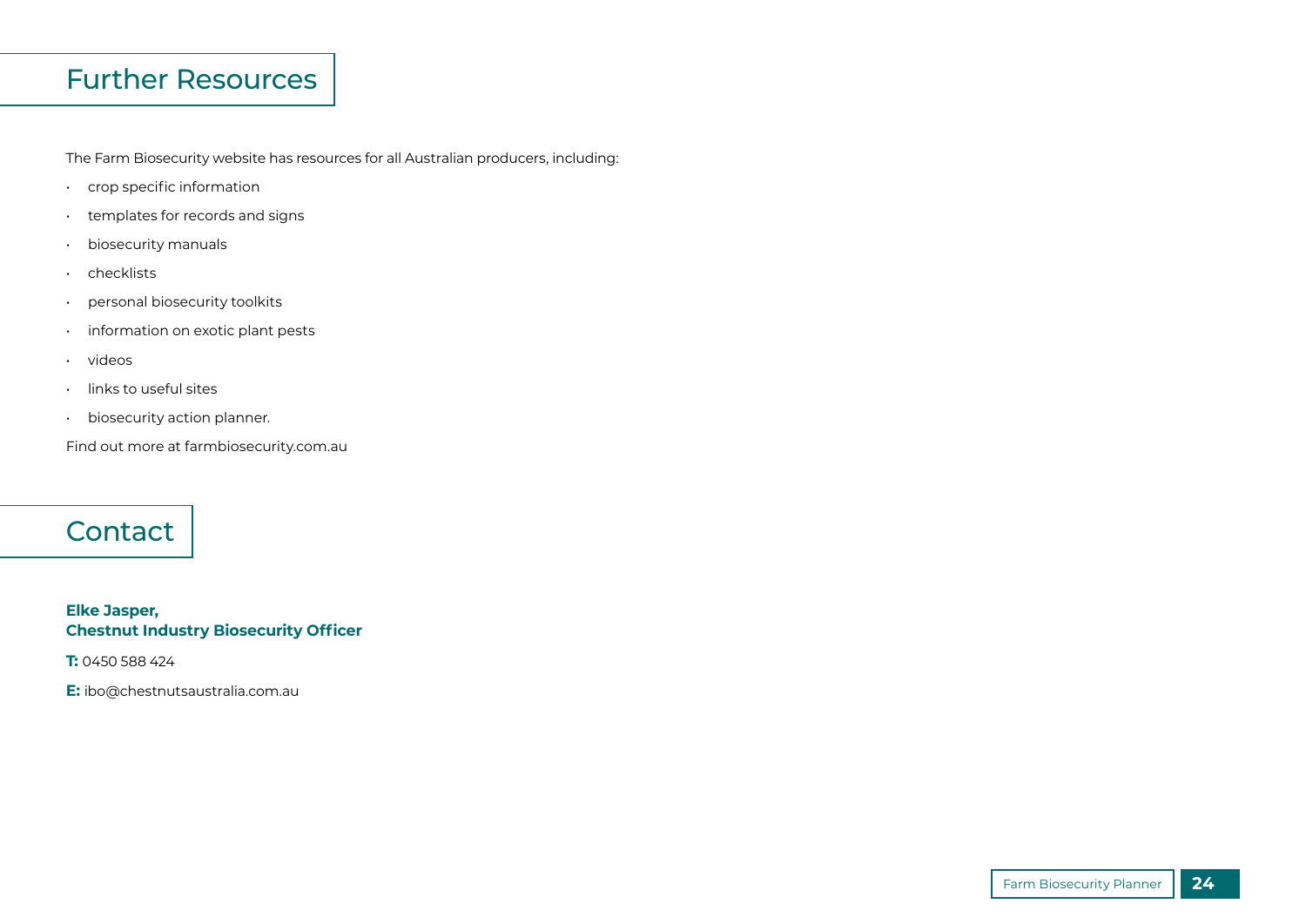## Further Resources

The Farm Biosecurity website has resources for all Australian producers, including:

- crop specific information
- templates for records and signs
- biosecurity manuals
- checklists
- personal biosecurity toolkits
- information on exotic plant pests
- videos
- links to useful sites
- biosecurity action planner.

Find out more at farmbiosecurity.com.au

## Contact

**Elke Jasper,**
**Chestnut Industry Biosecurity Officer**

**T:** 0450 588 424

**E:** ibo@chestnutsaustralia.com.au